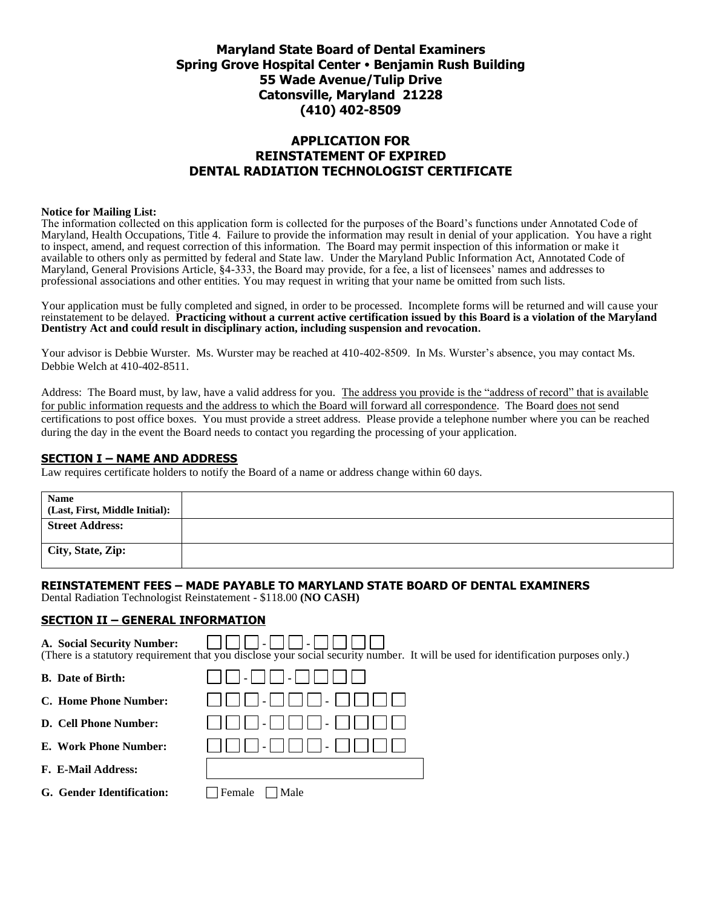# Maryland State Board of Dental Examiners
## Spring Grove Hospital Center • Benjamin Rush Building
## 55 Wade Avenue/Tulip Drive
## Catonsville, Maryland 21228
## (410) 402-8509

# APPLICATION FOR REINSTATEMENT OF EXPIRED DENTAL RADIATION TECHNOLOGIST CERTIFICATE

**Notice for Mailing List:**
The information collected on this application form is collected for the purposes of the Board's functions under Annotated Code of Maryland, Health Occupations, Title 4. Failure to provide the information may result in denial of your application. You have a right to inspect, amend, and request correction of this information. The Board may permit inspection of this information or make it available to others only as permitted by federal and State law. Under the Maryland Public Information Act, Annotated Code of Maryland, General Provisions Article, §4-333, the Board may provide, for a fee, a list of licensees' names and addresses to professional associations and other entities. You may request in writing that your name be omitted from such lists.

Your application must be fully completed and signed, in order to be processed. Incomplete forms will be returned and will cause your reinstatement to be delayed. **Practicing without a current active certification issued by this Board is a violation of the Maryland Dentistry Act and could result in disciplinary action, including suspension and revocation.**

Your advisor is Debbie Wurster. Ms. Wurster may be reached at 410-402-8509. In Ms. Wurster's absence, you may contact Ms. Debbie Welch at 410-402-8511.

Address: The Board must, by law, have a valid address for you. The address you provide is the "address of record" that is available for public information requests and the address to which the Board will forward all correspondence. The Board does not send certifications to post office boxes. You must provide a street address. Please provide a telephone number where you can be reached during the day in the event the Board needs to contact you regarding the processing of your application.

## SECTION I – NAME AND ADDRESS

Law requires certificate holders to notify the Board of a name or address change within 60 days.

| **Name (Last, First, Middle Initial):** | |
|---|---|
| **Street Address:** | |
| **City, State, Zip:** | |

### REINSTATEMENT FEES – MADE PAYABLE TO MARYLAND STATE BOARD OF DENTAL EXAMINERS

Dental Radiation Technologist Reinstatement - $118.00 **(NO CASH)**

## SECTION II – GENERAL INFORMATION

**A. Social Security Number:** ☐☐☐-☐☐-☐☐☐☐
(There is a statutory requirement that you disclose your social security number. It will be used for identification purposes only.)

**B. Date of Birth:** ☐☐-☐☐-☐☐☐☐

**C. Home Phone Number:** ☐☐☐-☐☐☐-☐☐☐☐

**D. Cell Phone Number:** ☐☐☐-☐☐☐-☐☐☐☐

**E. Work Phone Number:** ☐☐☐-☐☐☐-☐☐☐☐

**F. E-Mail Address:** ____________________

**G. Gender Identification:** ☐ Female ☐ Male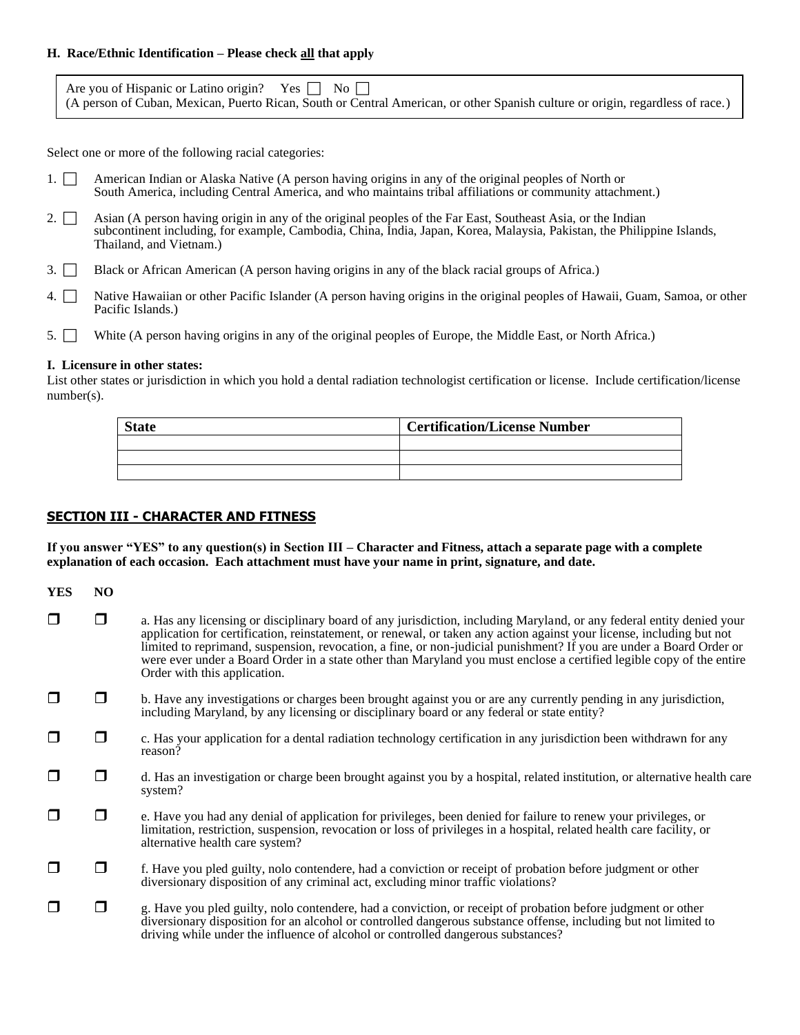**H. Race/Ethnic Identification – Please check all that apply**

Are you of Hispanic or Latino origin? Yes ☐ No ☐
(A person of Cuban, Mexican, Puerto Rican, South or Central American, or other Spanish culture or origin, regardless of race.)

Select one or more of the following racial categories:

1. ☐ American Indian or Alaska Native (A person having origins in any of the original peoples of North or South America, including Central America, and who maintains tribal affiliations or community attachment.)
2. ☐ Asian (A person having origin in any of the original peoples of the Far East, Southeast Asia, or the Indian subcontinent including, for example, Cambodia, China, India, Japan, Korea, Malaysia, Pakistan, the Philippine Islands, Thailand, and Vietnam.)
3. ☐ Black or African American (A person having origins in any of the black racial groups of Africa.)
4. ☐ Native Hawaiian or other Pacific Islander (A person having origins in the original peoples of Hawaii, Guam, Samoa, or other Pacific Islands.)
5. ☐ White (A person having origins in any of the original peoples of Europe, the Middle East, or North Africa.)

**I. Licensure in other states:**
List other states or jurisdiction in which you hold a dental radiation technologist certification or license. Include certification/license number(s).

| State | Certification/License Number |
|---|---|
| | |
| | |
| | |

## SECTION III - CHARACTER AND FITNESS

**If you answer "YES" to any question(s) in Section III – Character and Fitness, attach a separate page with a complete explanation of each occasion. Each attachment must have your name in print, signature, and date.**

| YES | NO | |
|---|---|---|
| ❐ | ❐ | a. Has any licensing or disciplinary board of any jurisdiction, including Maryland, or any federal entity denied your application for certification, reinstatement, or renewal, or taken any action against your license, including but not limited to reprimand, suspension, revocation, a fine, or non-judicial punishment? If you are under a Board Order or were ever under a Board Order in a state other than Maryland you must enclose a certified legible copy of the entire Order with this application. |
| ❐ | ❐ | b. Have any investigations or charges been brought against you or are any currently pending in any jurisdiction, including Maryland, by any licensing or disciplinary board or any federal or state entity? |
| ❐ | ❐ | c. Has your application for a dental radiation technology certification in any jurisdiction been withdrawn for any reason? |
| ❐ | ❐ | d. Has an investigation or charge been brought against you by a hospital, related institution, or alternative health care system? |
| ❐ | ❐ | e. Have you had any denial of application for privileges, been denied for failure to renew your privileges, or limitation, restriction, suspension, revocation or loss of privileges in a hospital, related health care facility, or alternative health care system? |
| ❐ | ❐ | f. Have you pled guilty, nolo contendere, had a conviction or receipt of probation before judgment or other diversionary disposition of any criminal act, excluding minor traffic violations? |
| ❐ | ❐ | g. Have you pled guilty, nolo contendere, had a conviction, or receipt of probation before judgment or other diversionary disposition for an alcohol or controlled dangerous substance offense, including but not limited to driving while under the influence of alcohol or controlled dangerous substances? |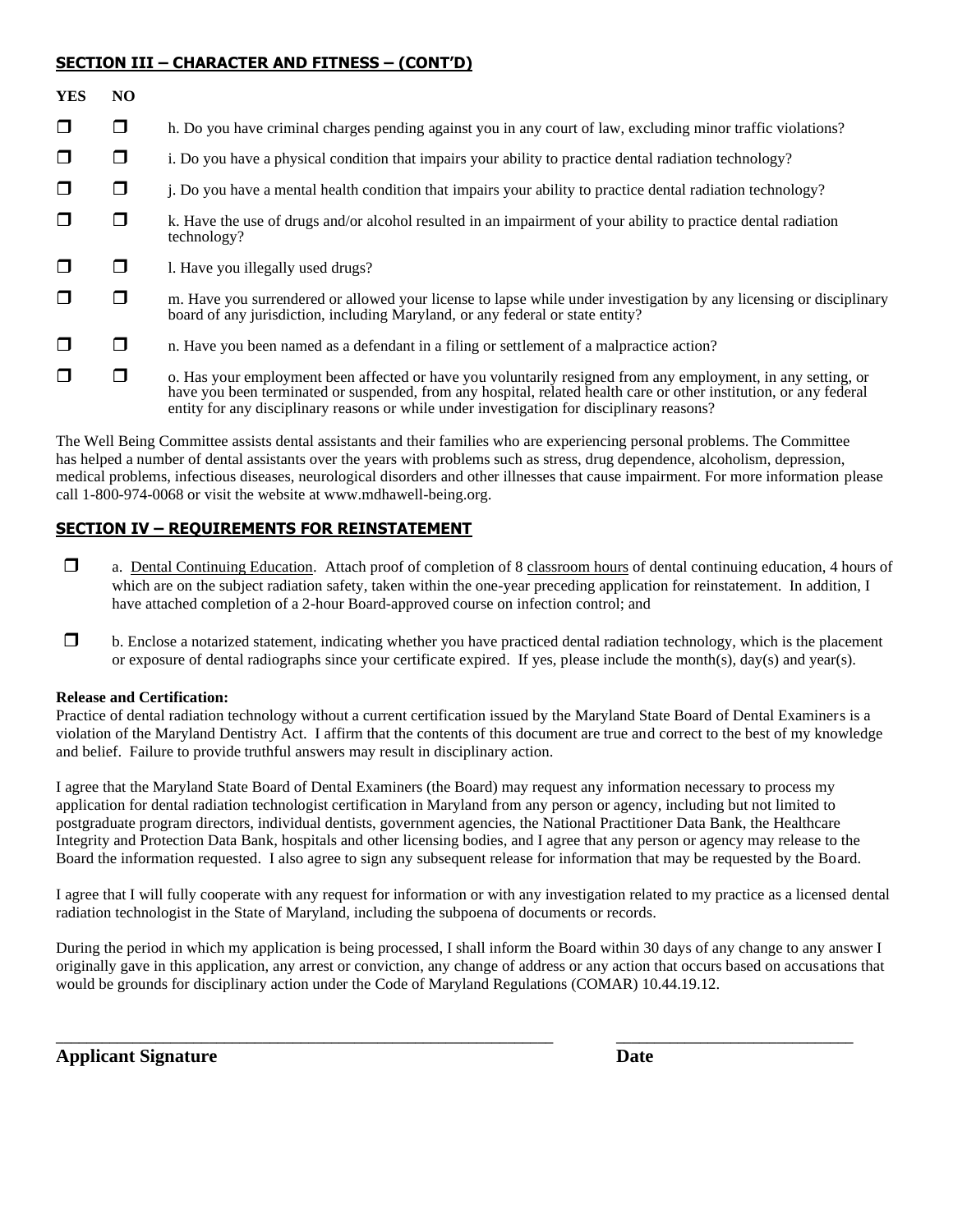## SECTION III – CHARACTER AND FITNESS – (CONT'D)

| YES | NO | |
|---|---|---|
| ☐ | ☐ | h. Do you have criminal charges pending against you in any court of law, excluding minor traffic violations? |
| ☐ | ☐ | i. Do you have a physical condition that impairs your ability to practice dental radiation technology? |
| ☐ | ☐ | j. Do you have a mental health condition that impairs your ability to practice dental radiation technology? |
| ☐ | ☐ | k. Have the use of drugs and/or alcohol resulted in an impairment of your ability to practice dental radiation technology? |
| ☐ | ☐ | l. Have you illegally used drugs? |
| ☐ | ☐ | m. Have you surrendered or allowed your license to lapse while under investigation by any licensing or disciplinary board of any jurisdiction, including Maryland, or any federal or state entity? |
| ☐ | ☐ | n. Have you been named as a defendant in a filing or settlement of a malpractice action? |
| ☐ | ☐ | o. Has your employment been affected or have you voluntarily resigned from any employment, in any setting, or have you been terminated or suspended, from any hospital, related health care or other institution, or any federal entity for any disciplinary reasons or while under investigation for disciplinary reasons? |

The Well Being Committee assists dental assistants and their families who are experiencing personal problems. The Committee has helped a number of dental assistants over the years with problems such as stress, drug dependence, alcoholism, depression, medical problems, infectious diseases, neurological disorders and other illnesses that cause impairment. For more information please call 1-800-974-0068 or visit the website at www.mdhawell-being.org.

## SECTION IV – REQUIREMENTS FOR REINSTATEMENT

☐ a. Dental Continuing Education. Attach proof of completion of 8 classroom hours of dental continuing education, 4 hours of which are on the subject radiation safety, taken within the one-year preceding application for reinstatement. In addition, I have attached completion of a 2-hour Board-approved course on infection control; and

☐ b. Enclose a notarized statement, indicating whether you have practiced dental radiation technology, which is the placement or exposure of dental radiographs since your certificate expired. If yes, please include the month(s), day(s) and year(s).

**Release and Certification:**

Practice of dental radiation technology without a current certification issued by the Maryland State Board of Dental Examiners is a violation of the Maryland Dentistry Act. I affirm that the contents of this document are true and correct to the best of my knowledge and belief. Failure to provide truthful answers may result in disciplinary action.

I agree that the Maryland State Board of Dental Examiners (the Board) may request any information necessary to process my application for dental radiation technologist certification in Maryland from any person or agency, including but not limited to postgraduate program directors, individual dentists, government agencies, the National Practitioner Data Bank, the Healthcare Integrity and Protection Data Bank, hospitals and other licensing bodies, and I agree that any person or agency may release to the Board the information requested. I also agree to sign any subsequent release for information that may be requested by the Board.

I agree that I will fully cooperate with any request for information or with any investigation related to my practice as a licensed dental radiation technologist in the State of Maryland, including the subpoena of documents or records.

During the period in which my application is being processed, I shall inform the Board within 30 days of any change to any answer I originally gave in this application, any arrest or conviction, any change of address or any action that occurs based on accusations that would be grounds for disciplinary action under the Code of Maryland Regulations (COMAR) 10.44.19.12.

\_\_\_\_\_\_\_\_\_\_\_\_\_\_\_\_\_\_\_\_\_\_\_\_\_\_\_\_\_\_\_\_\_\_\_\_\_\_\_\_ \_\_\_\_\_\_\_\_\_\_\_\_\_\_\_\_\_\_\_\_\_\_\_\_\_\_

**Applicant Signature** **Date**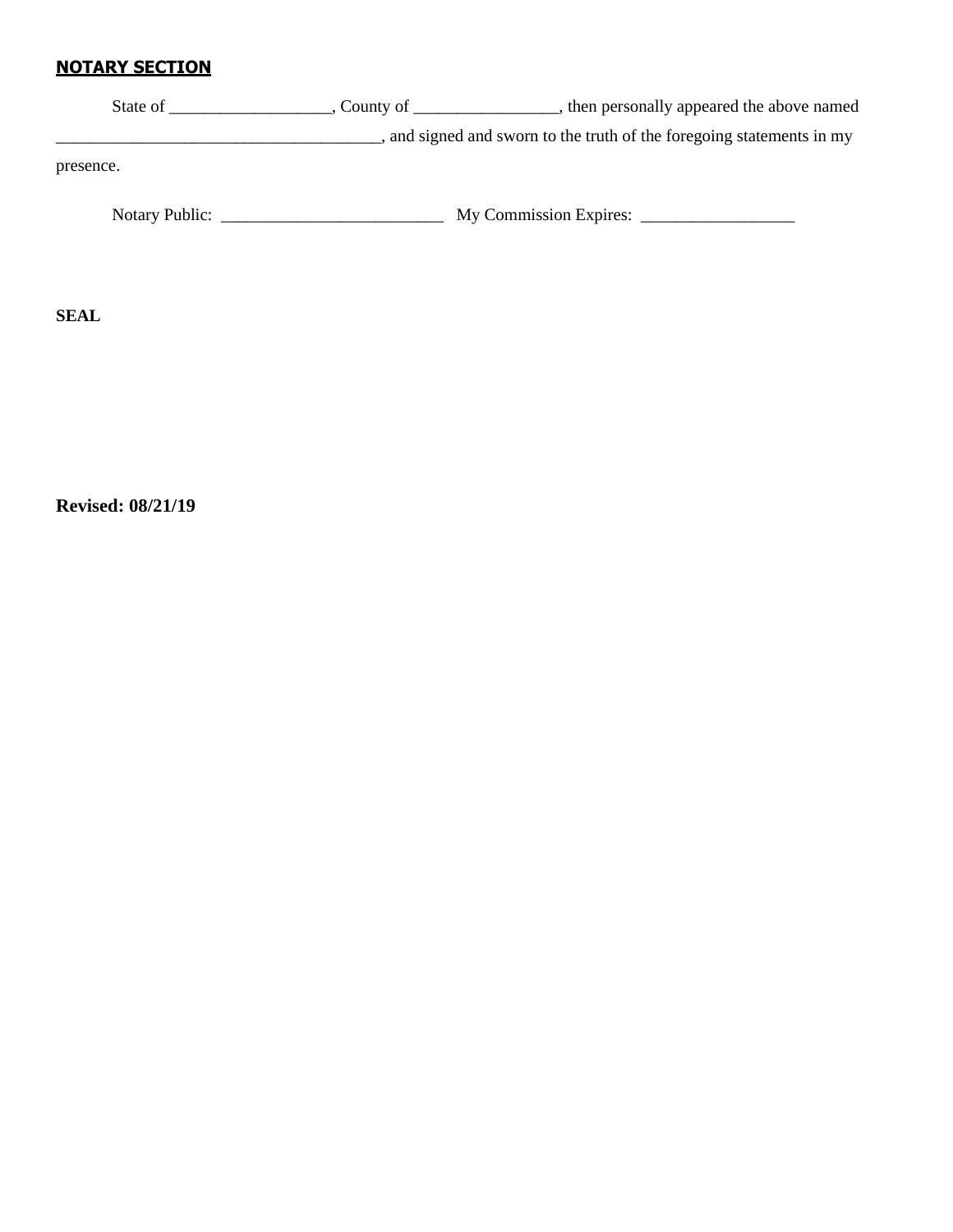## **NOTARY SECTION**

State of ___________________, County of _________________, then personally appeared the above named ______________________________________, and signed and sworn to the truth of the foregoing statements in my presence.

Notary Public: ___________________________ My Commission Expires: __________________

**SEAL**

**Revised: 08/21/19**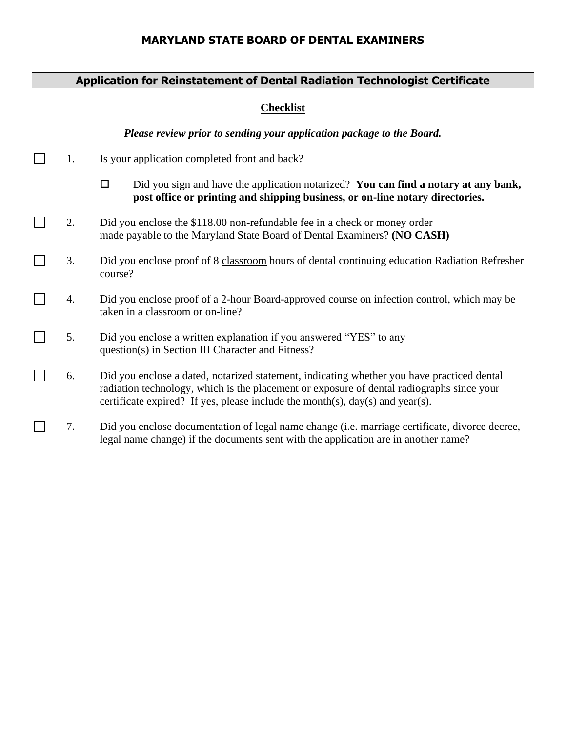**MARYLAND STATE BOARD OF DENTAL EXAMINERS**

## Application for Reinstatement of Dental Radiation Technologist Certificate

**Checklist**

***Please review prior to sending your application package to the Board.***

- [ ] 1. Is your application completed front and back?
  - [ ] Did you sign and have the application notarized? **You can find a notary at any bank, post office or printing and shipping business, or on-line notary directories.**
- [ ] 2. Did you enclose the $118.00 non-refundable fee in a check or money order made payable to the Maryland State Board of Dental Examiners? **(NO CASH)**
- [ ] 3. Did you enclose proof of 8 <u>classroom</u> hours of dental continuing education Radiation Refresher course?
- [ ] 4. Did you enclose proof of a 2-hour Board-approved course on infection control, which may be taken in a classroom or on-line?
- [ ] 5. Did you enclose a written explanation if you answered "YES" to any question(s) in Section III Character and Fitness?
- [ ] 6. Did you enclose a dated, notarized statement, indicating whether you have practiced dental radiation technology, which is the placement or exposure of dental radiographs since your certificate expired? If yes, please include the month(s), day(s) and year(s).
- [ ] 7. Did you enclose documentation of legal name change (i.e. marriage certificate, divorce decree, legal name change) if the documents sent with the application are in another name?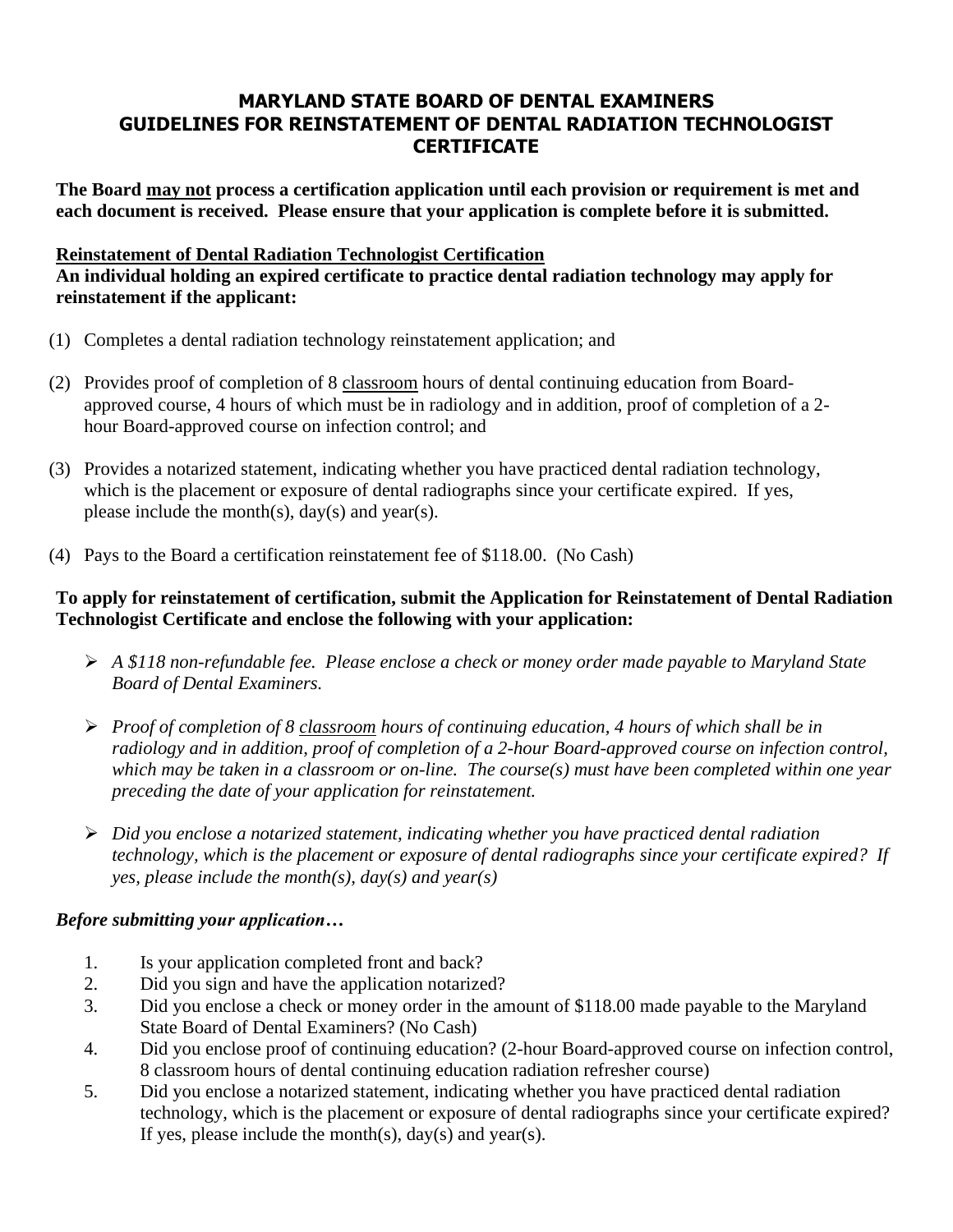# MARYLAND STATE BOARD OF DENTAL EXAMINERS
# GUIDELINES FOR REINSTATEMENT OF DENTAL RADIATION TECHNOLOGIST CERTIFICATE

**The Board <u>may not</u> process a certification application until each provision or requirement is met and each document is received. Please ensure that your application is complete before it is submitted.**

**<u>Reinstatement of Dental Radiation Technologist Certification</u>**
**An individual holding an expired certificate to practice dental radiation technology may apply for reinstatement if the applicant:**

(1) Completes a dental radiation technology reinstatement application; and

(2) Provides proof of completion of 8 <u>classroom</u> hours of dental continuing education from Board-approved course, 4 hours of which must be in radiology and in addition, proof of completion of a 2-hour Board-approved course on infection control; and

(3) Provides a notarized statement, indicating whether you have practiced dental radiation technology, which is the placement or exposure of dental radiographs since your certificate expired. If yes, please include the month(s), day(s) and year(s).

(4) Pays to the Board a certification reinstatement fee of $118.00. (No Cash)

**To apply for reinstatement of certification, submit the Application for Reinstatement of Dental Radiation Technologist Certificate and enclose the following with your application:**

- *A $118 non-refundable fee. Please enclose a check or money order made payable to Maryland State Board of Dental Examiners.*
- *Proof of completion of 8 <u>classroom</u> hours of continuing education, 4 hours of which shall be in radiology and in addition, proof of completion of a 2-hour Board-approved course on infection control, which may be taken in a classroom or on-line. The course(s) must have been completed within one year preceding the date of your application for reinstatement.*
- *Did you enclose a notarized statement, indicating whether you have practiced dental radiation technology, which is the placement or exposure of dental radiographs since your certificate expired? If yes, please include the month(s), day(s) and year(s)*

***Before submitting your application…***

1. Is your application completed front and back?
2. Did you sign and have the application notarized?
3. Did you enclose a check or money order in the amount of $118.00 made payable to the Maryland State Board of Dental Examiners? (No Cash)
4. Did you enclose proof of continuing education? (2-hour Board-approved course on infection control, 8 classroom hours of dental continuing education radiation refresher course)
5. Did you enclose a notarized statement, indicating whether you have practiced dental radiation technology, which is the placement or exposure of dental radiographs since your certificate expired? If yes, please include the month(s), day(s) and year(s).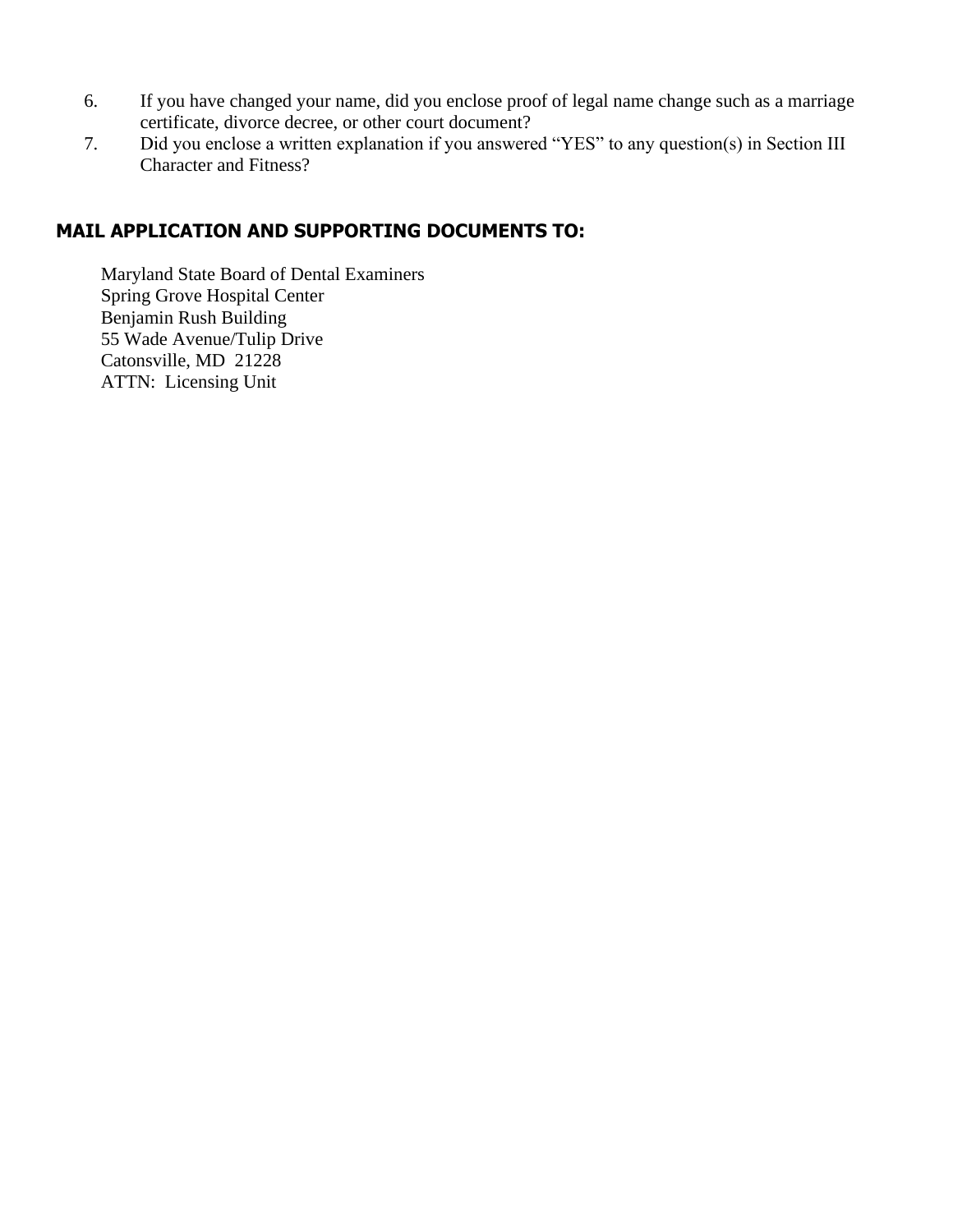6. If you have changed your name, did you enclose proof of legal name change such as a marriage certificate, divorce decree, or other court document?
7. Did you enclose a written explanation if you answered "YES" to any question(s) in Section III Character and Fitness?

## MAIL APPLICATION AND SUPPORTING DOCUMENTS TO:

Maryland State Board of Dental Examiners
Spring Grove Hospital Center
Benjamin Rush Building
55 Wade Avenue/Tulip Drive
Catonsville, MD 21228
ATTN: Licensing Unit